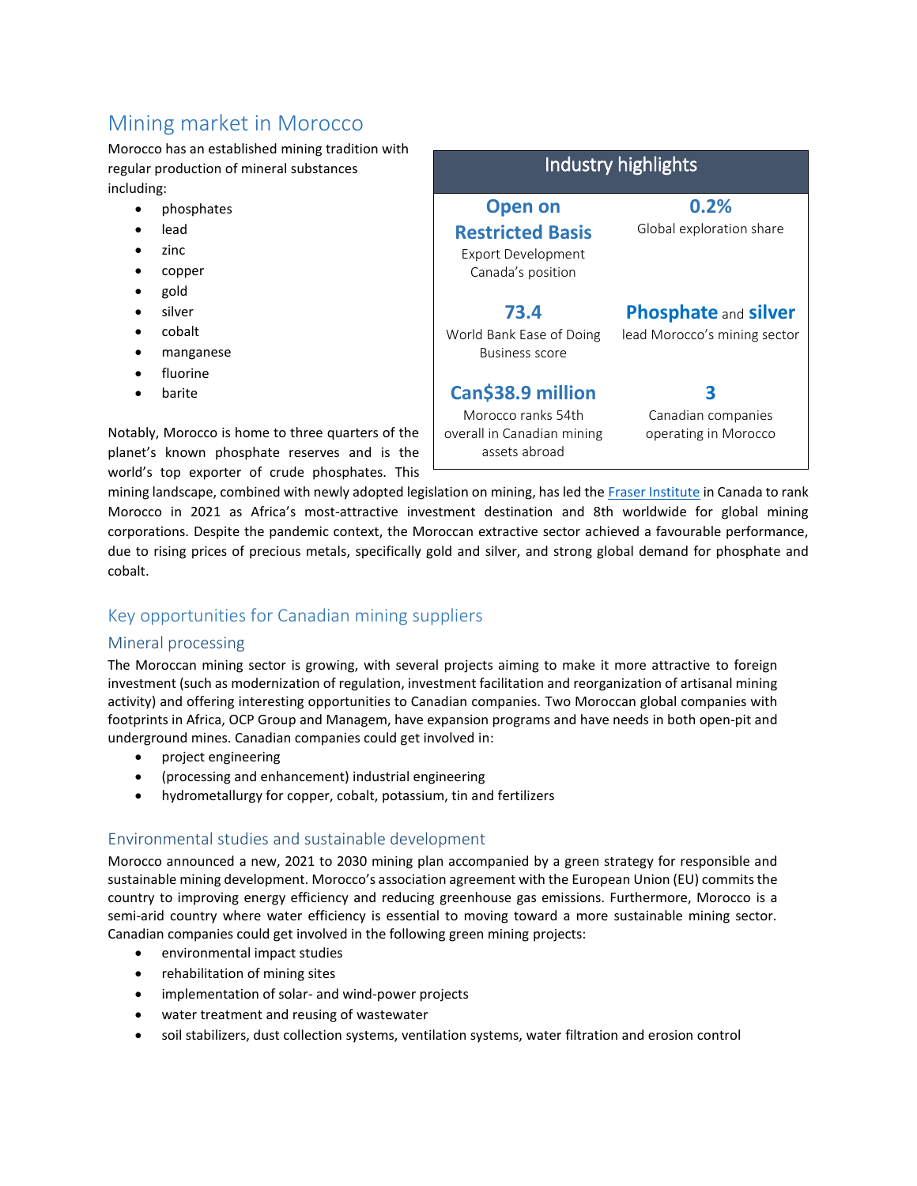# Mining market in Morocco

Morocco has an established mining tradition with regular production of mineral substances including:

- phosphates
- lead
- zinc
- copper
- gold
- silver
- cobalt
- manganese
- fluorine
- barite

| Industry highlights | |
|---|---|
| **Open on Restricted Basis** Export Development Canada's position | **0.2%** Global exploration share |
| **73.4** World Bank Ease of Doing Business score | **Phosphate** and **silver** lead Morocco's mining sector |
| **Can$38.9 million** Morocco ranks 54th overall in Canadian mining assets abroad | **3** Canadian companies operating in Morocco |

Notably, Morocco is home to three quarters of the planet's known phosphate reserves and is the world's top exporter of crude phosphates. This mining landscape, combined with newly adopted legislation on mining, has led the Fraser Institute in Canada to rank Morocco in 2021 as Africa's most-attractive investment destination and 8th worldwide for global mining corporations. Despite the pandemic context, the Moroccan extractive sector achieved a favourable performance, due to rising prices of precious metals, specifically gold and silver, and strong global demand for phosphate and cobalt.

## Key opportunities for Canadian mining suppliers

### Mineral processing

The Moroccan mining sector is growing, with several projects aiming to make it more attractive to foreign investment (such as modernization of regulation, investment facilitation and reorganization of artisanal mining activity) and offering interesting opportunities to Canadian companies. Two Moroccan global companies with footprints in Africa, OCP Group and Managem, have expansion programs and have needs in both open-pit and underground mines. Canadian companies could get involved in:

- project engineering
- (processing and enhancement) industrial engineering
- hydrometallurgy for copper, cobalt, potassium, tin and fertilizers

### Environmental studies and sustainable development

Morocco announced a new, 2021 to 2030 mining plan accompanied by a green strategy for responsible and sustainable mining development. Morocco's association agreement with the European Union (EU) commits the country to improving energy efficiency and reducing greenhouse gas emissions. Furthermore, Morocco is a semi-arid country where water efficiency is essential to moving toward a more sustainable mining sector. Canadian companies could get involved in the following green mining projects:

- environmental impact studies
- rehabilitation of mining sites
- implementation of solar- and wind-power projects
- water treatment and reusing of wastewater
- soil stabilizers, dust collection systems, ventilation systems, water filtration and erosion control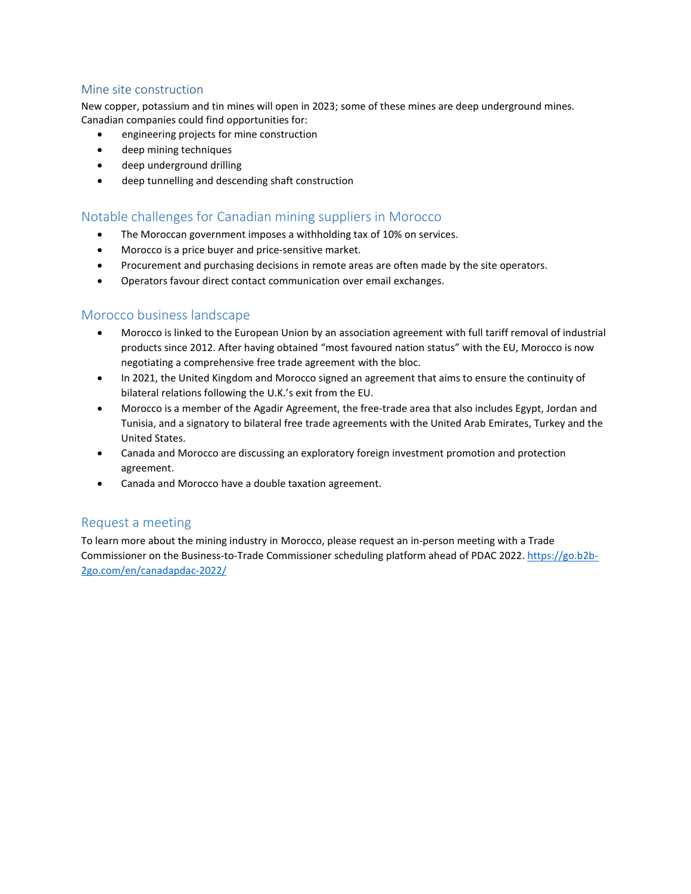## Mine site construction

New copper, potassium and tin mines will open in 2023; some of these mines are deep underground mines. Canadian companies could find opportunities for:

- engineering projects for mine construction
- deep mining techniques
- deep underground drilling
- deep tunnelling and descending shaft construction

## Notable challenges for Canadian mining suppliers in Morocco

- The Moroccan government imposes a withholding tax of 10% on services.
- Morocco is a price buyer and price-sensitive market.
- Procurement and purchasing decisions in remote areas are often made by the site operators.
- Operators favour direct contact communication over email exchanges.

## Morocco business landscape

- Morocco is linked to the European Union by an association agreement with full tariff removal of industrial products since 2012. After having obtained "most favoured nation status" with the EU, Morocco is now negotiating a comprehensive free trade agreement with the bloc.
- In 2021, the United Kingdom and Morocco signed an agreement that aims to ensure the continuity of bilateral relations following the U.K.'s exit from the EU.
- Morocco is a member of the Agadir Agreement, the free-trade area that also includes Egypt, Jordan and Tunisia, and a signatory to bilateral free trade agreements with the United Arab Emirates, Turkey and the United States.
- Canada and Morocco are discussing an exploratory foreign investment promotion and protection agreement.
- Canada and Morocco have a double taxation agreement.

## Request a meeting

To learn more about the mining industry in Morocco, please request an in-person meeting with a Trade Commissioner on the Business-to-Trade Commissioner scheduling platform ahead of PDAC 2022. https://go.b2b-2go.com/en/canadapdac-2022/